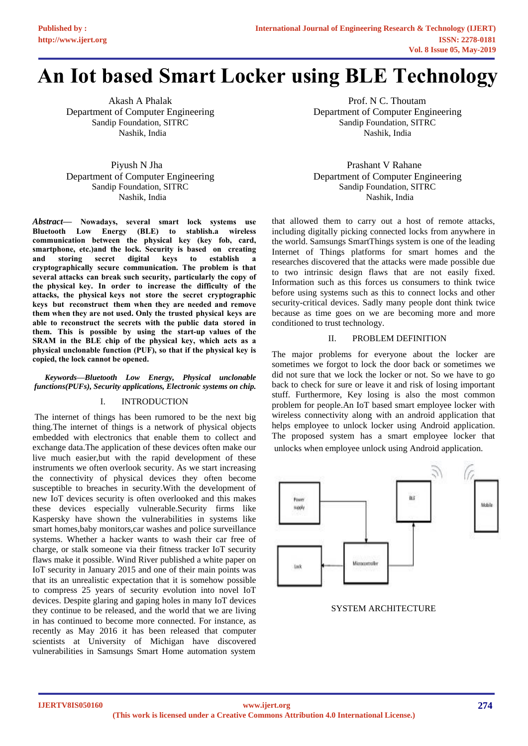# An Iot based Smart Locker using BLE Technology

Akash A Phalak
Department of Computer Engineering
Sandip Foundation, SITRC
Nashik, India

Prof. N C. Thoutam
Department of Computer Engineering
Sandip Foundation, SITRC
Nashik, India

Piyush N Jha
Department of Computer Engineering
Sandip Foundation, SITRC
Nashik, India

Prashant V Rahane
Department of Computer Engineering
Sandip Foundation, SITRC
Nashik, India

***Abstract*— Nowadays, several smart lock systems use Bluetooth Low Energy (BLE) to stablish.a wireless communication between the physical key (key fob, card, smartphone, etc.)and the lock. Security is based on creating and storing secret digital keys to establish a cryptographically secure communication. The problem is that several attacks can break such security, particularly the copy of the physical key. In order to increase the difficulty of the attacks, the physical keys not store the secret cryptographic keys but reconstruct them when they are needed and remove them when they are not used. Only the trusted physical keys are able to reconstruct the secrets with the public data stored in them. This is possible by using the start-up values of the SRAM in the BLE chip of the physical key, which acts as a physical unclonable function (PUF), so that if the physical key is copied, the lock cannot be opened.**

***Keywords—Bluetooth Low Energy, Physical unclonable functions(PUFs), Security applications, Electronic systems on chip.***

## I. INTRODUCTION

The internet of things has been rumored to be the next big thing.The internet of things is a network of physical objects embedded with electronics that enable them to collect and exchange data.The application of these devices often make our live much easier,but with the rapid development of these instruments we often overlook security. As we start increasing the connectivity of physical devices they often become susceptible to breaches in security.With the development of new IoT devices security is often overlooked and this makes these devices especially vulnerable.Security firms like Kaspersky have shown the vulnerabilities in systems like smart homes,baby monitors,car washes and police surveillance systems. Whether a hacker wants to wash their car free of charge, or stalk someone via their fitness tracker IoT security flaws make it possible. Wind River published a white paper on IoT security in January 2015 and one of their main points was that its an unrealistic expectation that it is somehow possible to compress 25 years of security evolution into novel IoT devices. Despite glaring and gaping holes in many IoT devices they continue to be released, and the world that we are living in has continued to become more connected. For instance, as recently as May 2016 it has been released that computer scientists at University of Michigan have discovered vulnerabilities in Samsungs Smart Home automation system that allowed them to carry out a host of remote attacks, including digitally picking connected locks from anywhere in the world. Samsungs SmartThings system is one of the leading Internet of Things platforms for smart homes and the researches discovered that the attacks were made possible due to two intrinsic design flaws that are not easily fixed. Information such as this forces us consumers to think twice before using systems such as this to connect locks and other security-critical devices. Sadly many people dont think twice because as time goes on we are becoming more and more conditioned to trust technology.

## II. PROBLEM DEFINITION

The major problems for everyone about the locker are sometimes we forgot to lock the door back or sometimes we did not sure that we lock the locker or not. So we have to go back to check for sure or leave it and risk of losing important stuff. Furthermore, Key losing is also the most common problem for people.An IoT based smart employee locker with wireless connectivity along with an android application that helps employee to unlock locker using Android application. The proposed system has a smart employee locker that unlocks when employee unlock using Android application.

Power supply | BLE | Mobile | Lock | Microcontroller

SYSTEM ARCHITECTURE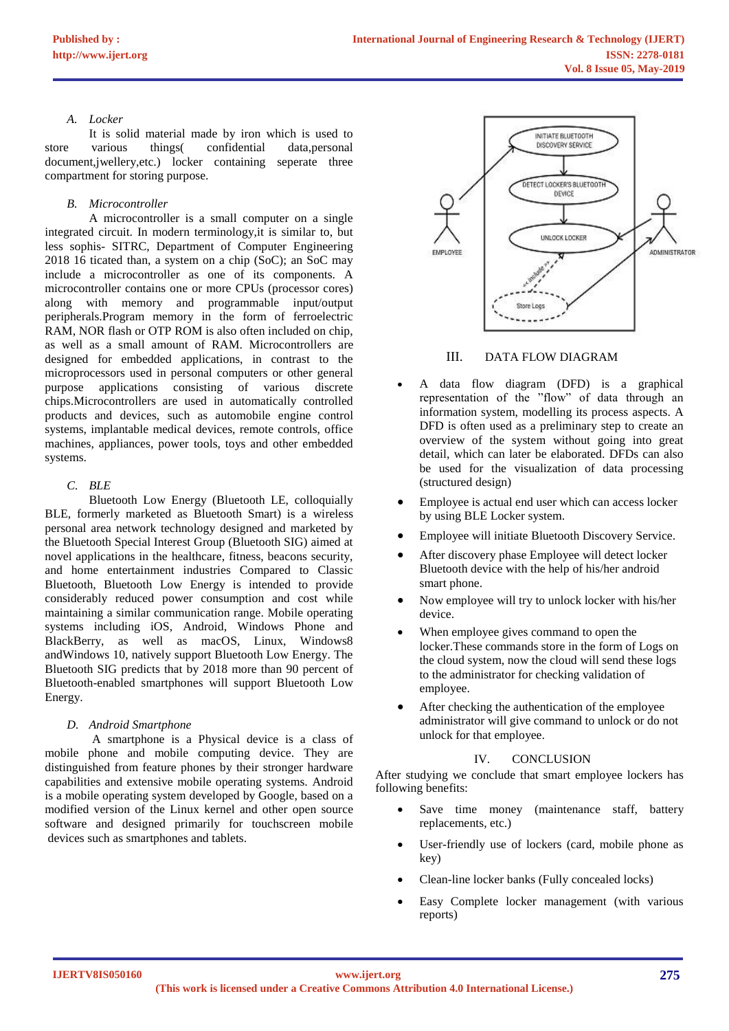### A. Locker

It is solid material made by iron which is used to store various things( confidential data,personal document,jwellery,etc.) locker containing seperate three compartment for storing purpose.

### B. Microcontroller

A microcontroller is a small computer on a single integrated circuit. In modern terminology,it is similar to, but less sophis- SITRC, Department of Computer Engineering 2018 16 ticated than, a system on a chip (SoC); an SoC may include a microcontroller as one of its components. A microcontroller contains one or more CPUs (processor cores) along with memory and programmable input/output peripherals.Program memory in the form of ferroelectric RAM, NOR flash or OTP ROM is also often included on chip, as well as a small amount of RAM. Microcontrollers are designed for embedded applications, in contrast to the microprocessors used in personal computers or other general purpose applications consisting of various discrete chips.Microcontrollers are used in automatically controlled products and devices, such as automobile engine control systems, implantable medical devices, remote controls, office machines, appliances, power tools, toys and other embedded systems.

### C. BLE

Bluetooth Low Energy (Bluetooth LE, colloquially BLE, formerly marketed as Bluetooth Smart) is a wireless personal area network technology designed and marketed by the Bluetooth Special Interest Group (Bluetooth SIG) aimed at novel applications in the healthcare, fitness, beacons security, and home entertainment industries Compared to Classic Bluetooth, Bluetooth Low Energy is intended to provide considerably reduced power consumption and cost while maintaining a similar communication range. Mobile operating systems including iOS, Android, Windows Phone and BlackBerry, as well as macOS, Linux, Windows8 andWindows 10, natively support Bluetooth Low Energy. The Bluetooth SIG predicts that by 2018 more than 90 percent of Bluetooth-enabled smartphones will support Bluetooth Low Energy.

### D. Android Smartphone

A smartphone is a Physical device is a class of mobile phone and mobile computing device. They are distinguished from feature phones by their stronger hardware capabilities and extensive mobile operating systems. Android is a mobile operating system developed by Google, based on a modified version of the Linux kernel and other open source software and designed primarily for touchscreen mobile devices such as smartphones and tablets.

## III. DATA FLOW DIAGRAM

- A data flow diagram (DFD) is a graphical representation of the "flow" of data through an information system, modelling its process aspects. A DFD is often used as a preliminary step to create an overview of the system without going into great detail, which can later be elaborated. DFDs can also be used for the visualization of data processing (structured design)
- Employee is actual end user which can access locker by using BLE Locker system.
- Employee will initiate Bluetooth Discovery Service.
- After discovery phase Employee will detect locker Bluetooth device with the help of his/her android smart phone.
- Now employee will try to unlock locker with his/her device.
- When employee gives command to open the locker.These commands store in the form of Logs on the cloud system, now the cloud will send these logs to the administrator for checking validation of employee.
- After checking the authentication of the employee administrator will give command to unlock or do not unlock for that employee.

## IV. CONCLUSION

After studying we conclude that smart employee lockers has following benefits:

- Save time money (maintenance staff, battery replacements, etc.)
- User-friendly use of lockers (card, mobile phone as key)
- Clean-line locker banks (Fully concealed locks)
- Easy Complete locker management (with various reports)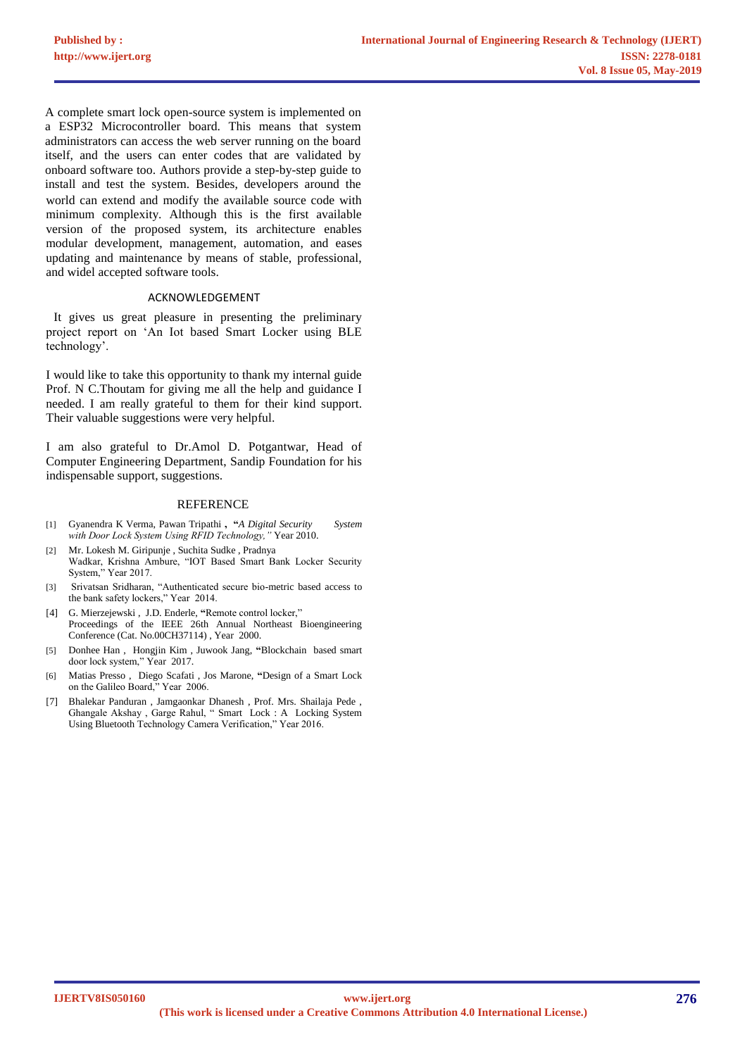A complete smart lock open-source system is implemented on a ESP32 Microcontroller board. This means that system administrators can access the web server running on the board itself, and the users can enter codes that are validated by onboard software too. Authors provide a step-by-step guide to install and test the system. Besides, developers around the world can extend and modify the available source code with minimum complexity. Although this is the first available version of the proposed system, its architecture enables modular development, management, automation, and eases updating and maintenance by means of stable, professional, and widel accepted software tools.

## ACKNOWLEDGEMENT

It gives us great pleasure in presenting the preliminary project report on 'An Iot based Smart Locker using BLE technology'.

I would like to take this opportunity to thank my internal guide Prof. N C.Thoutam for giving me all the help and guidance I needed. I am really grateful to them for their kind support. Their valuable suggestions were very helpful.

I am also grateful to Dr.Amol D. Potgantwar, Head of Computer Engineering Department, Sandip Foundation for his indispensable support, suggestions.

## REFERENCE

- [1] Gyanendra K Verma, Pawan Tripathi , "*A Digital Security System with Door Lock System Using RFID Technology,"* Year 2010.
- [2] Mr. Lokesh M. Giripunje , Suchita Sudke , Pradnya Wadkar, Krishna Ambure, "IOT Based Smart Bank Locker Security System," Year 2017.
- [3] Srivatsan Sridharan, "Authenticated secure bio-metric based access to the bank safety lockers," Year 2014.
- [4] G. Mierzejewski , J.D. Enderle, "Remote control locker," Proceedings of the IEEE 26th Annual Northeast Bioengineering Conference (Cat. No.00CH37114) , Year 2000.
- [5] Donhee Han , Hongjin Kim , Juwook Jang, "Blockchain based smart door lock system," Year 2017.
- [6] Matias Presso , Diego Scafati , Jos Marone, "Design of a Smart Lock on the Galileo Board," Year 2006.
- [7] Bhalekar Panduran , Jamgaonkar Dhanesh , Prof. Mrs. Shailaja Pede , Ghangale Akshay , Garge Rahul, " Smart Lock : A Locking System Using Bluetooth Technology Camera Verification," Year 2016.